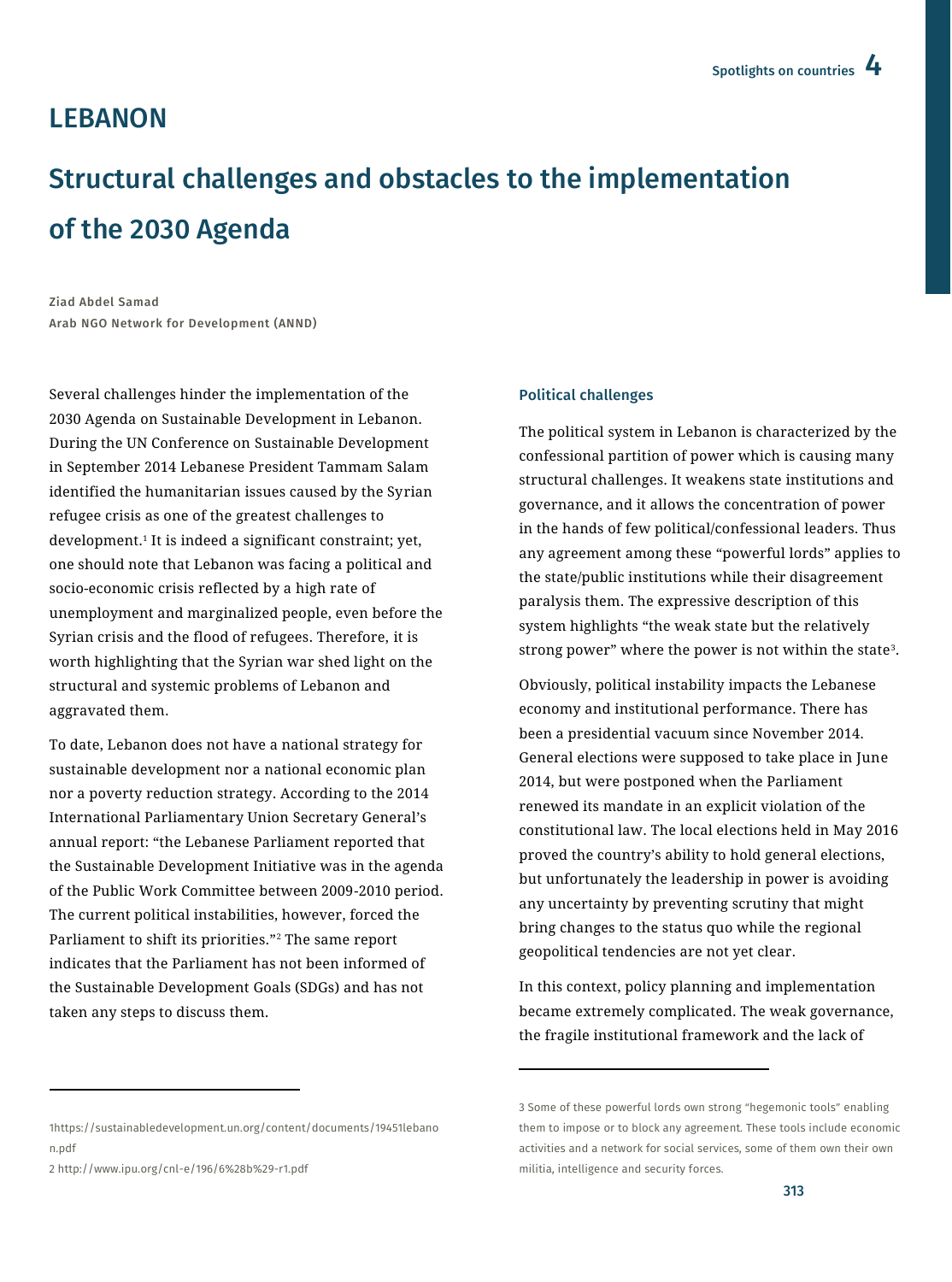# LEBANON

## Structural challenges and obstacles to the implementation of the 2030 Agenda

**Ziad Abdel Samad**
**Arab NGO Network for Development (ANND)**

Several challenges hinder the implementation of the 2030 Agenda on Sustainable Development in Lebanon. During the UN Conference on Sustainable Development in September 2014 Lebanese President Tammam Salam identified the humanitarian issues caused by the Syrian refugee crisis as one of the greatest challenges to development.[1] It is indeed a significant constraint; yet, one should note that Lebanon was facing a political and socio-economic crisis reflected by a high rate of unemployment and marginalized people, even before the Syrian crisis and the flood of refugees. Therefore, it is worth highlighting that the Syrian war shed light on the structural and systemic problems of Lebanon and aggravated them.

To date, Lebanon does not have a national strategy for sustainable development nor a national economic plan nor a poverty reduction strategy. According to the 2014 International Parliamentary Union Secretary General's annual report: "the Lebanese Parliament reported that the Sustainable Development Initiative was in the agenda of the Public Work Committee between 2009-2010 period. The current political instabilities, however, forced the Parliament to shift its priorities."[2] The same report indicates that the Parliament has not been informed of the Sustainable Development Goals (SDGs) and has not taken any steps to discuss them.

### Political challenges

The political system in Lebanon is characterized by the confessional partition of power which is causing many structural challenges. It weakens state institutions and governance, and it allows the concentration of power in the hands of few political/confessional leaders. Thus any agreement among these "powerful lords" applies to the state/public institutions while their disagreement paralysis them. The expressive description of this system highlights "the weak state but the relatively strong power" where the power is not within the state[3].

Obviously, political instability impacts the Lebanese economy and institutional performance. There has been a presidential vacuum since November 2014. General elections were supposed to take place in June 2014, but were postponed when the Parliament renewed its mandate in an explicit violation of the constitutional law. The local elections held in May 2016 proved the country's ability to hold general elections, but unfortunately the leadership in power is avoiding any uncertainty by preventing scrutiny that might bring changes to the status quo while the regional geopolitical tendencies are not yet clear.

In this context, policy planning and implementation became extremely complicated. The weak governance, the fragile institutional framework and the lack of

---

1 https://sustainabledevelopment.un.org/content/documents/19451lebanon.pdf

2 http://www.ipu.org/cnl-e/196/6%28b%29-r1.pdf

3 Some of these powerful lords own strong "hegemonic tools" enabling them to impose or to block any agreement. These tools include economic activities and a network for social services, some of them own their own militia, intelligence and security forces.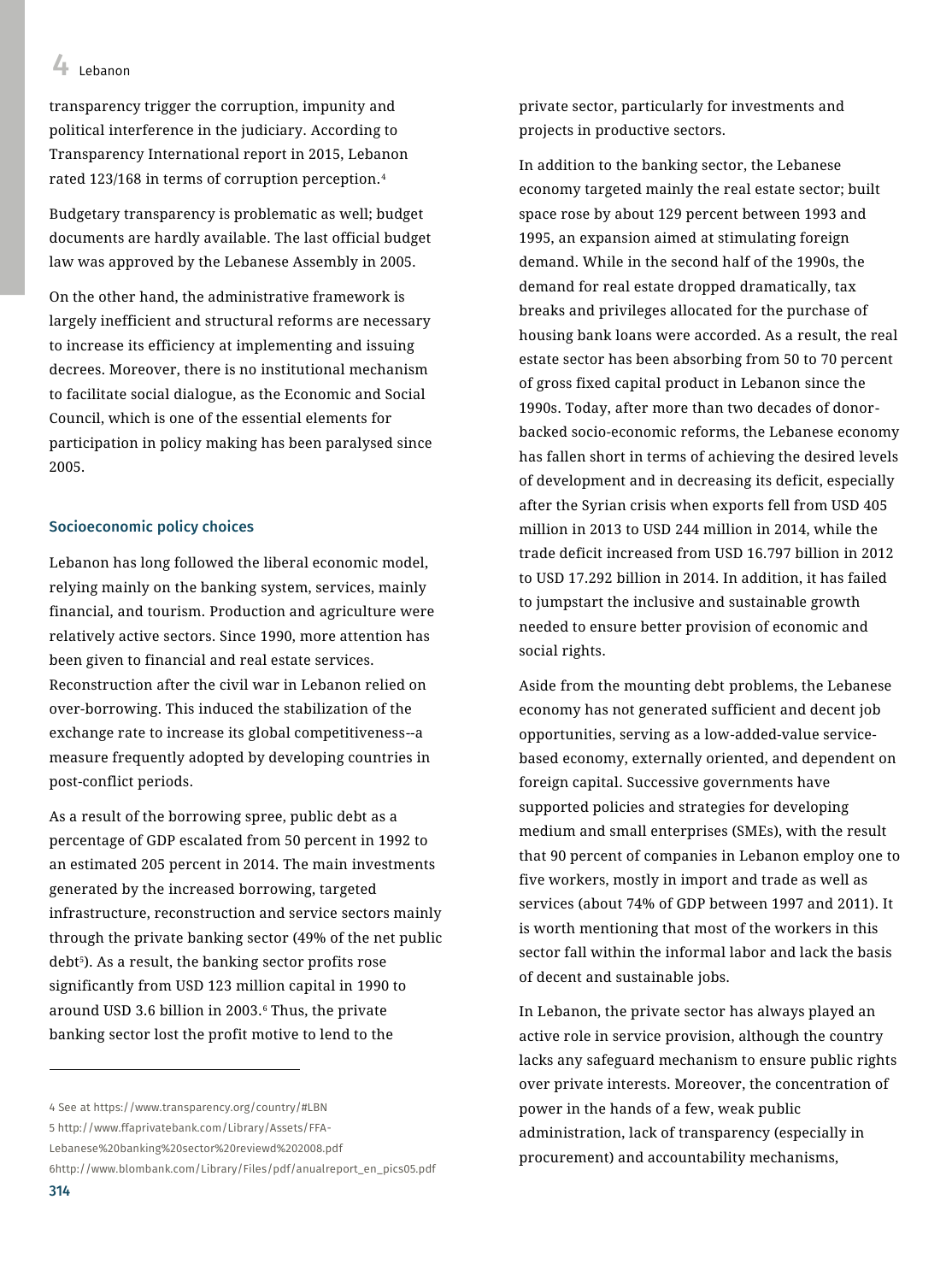transparency trigger the corruption, impunity and political interference in the judiciary. According to Transparency International report in 2015, Lebanon rated 123/168 in terms of corruption perception.[4]

Budgetary transparency is problematic as well; budget documents are hardly available. The last official budget law was approved by the Lebanese Assembly in 2005.

On the other hand, the administrative framework is largely inefficient and structural reforms are necessary to increase its efficiency at implementing and issuing decrees. Moreover, there is no institutional mechanism to facilitate social dialogue, as the Economic and Social Council, which is one of the essential elements for participation in policy making has been paralysed since 2005.

### Socioeconomic policy choices

Lebanon has long followed the liberal economic model, relying mainly on the banking system, services, mainly financial, and tourism. Production and agriculture were relatively active sectors. Since 1990, more attention has been given to financial and real estate services. Reconstruction after the civil war in Lebanon relied on over-borrowing. This induced the stabilization of the exchange rate to increase its global competitiveness--a measure frequently adopted by developing countries in post-conflict periods.

As a result of the borrowing spree, public debt as a percentage of GDP escalated from 50 percent in 1992 to an estimated 205 percent in 2014. The main investments generated by the increased borrowing, targeted infrastructure, reconstruction and service sectors mainly through the private banking sector (49% of the net public debt[5]). As a result, the banking sector profits rose significantly from USD 123 million capital in 1990 to around USD 3.6 billion in 2003.[6] Thus, the private banking sector lost the profit motive to lend to the private sector, particularly for investments and projects in productive sectors.

In addition to the banking sector, the Lebanese economy targeted mainly the real estate sector; built space rose by about 129 percent between 1993 and 1995, an expansion aimed at stimulating foreign demand. While in the second half of the 1990s, the demand for real estate dropped dramatically, tax breaks and privileges allocated for the purchase of housing bank loans were accorded. As a result, the real estate sector has been absorbing from 50 to 70 percent of gross fixed capital product in Lebanon since the 1990s. Today, after more than two decades of donor-backed socio-economic reforms, the Lebanese economy has fallen short in terms of achieving the desired levels of development and in decreasing its deficit, especially after the Syrian crisis when exports fell from USD 405 million in 2013 to USD 244 million in 2014, while the trade deficit increased from USD 16.797 billion in 2012 to USD 17.292 billion in 2014. In addition, it has failed to jumpstart the inclusive and sustainable growth needed to ensure better provision of economic and social rights.

Aside from the mounting debt problems, the Lebanese economy has not generated sufficient and decent job opportunities, serving as a low-added-value service-based economy, externally oriented, and dependent on foreign capital. Successive governments have supported policies and strategies for developing medium and small enterprises (SMEs), with the result that 90 percent of companies in Lebanon employ one to five workers, mostly in import and trade as well as services (about 74% of GDP between 1997 and 2011). It is worth mentioning that most of the workers in this sector fall within the informal labor and lack the basis of decent and sustainable jobs.

In Lebanon, the private sector has always played an active role in service provision, although the country lacks any safeguard mechanism to ensure public rights over private interests. Moreover, the concentration of power in the hands of a few, weak public administration, lack of transparency (especially in procurement) and accountability mechanisms,

---

4 See at https://www.transparency.org/country/#LBN

5 http://www.ffaprivatebank.com/Library/Assets/FFA-Lebanese%20banking%20sector%20reviewd%202008.pdf

6http://www.blombank.com/Library/Files/pdf/anualreport_en_pics05.pdf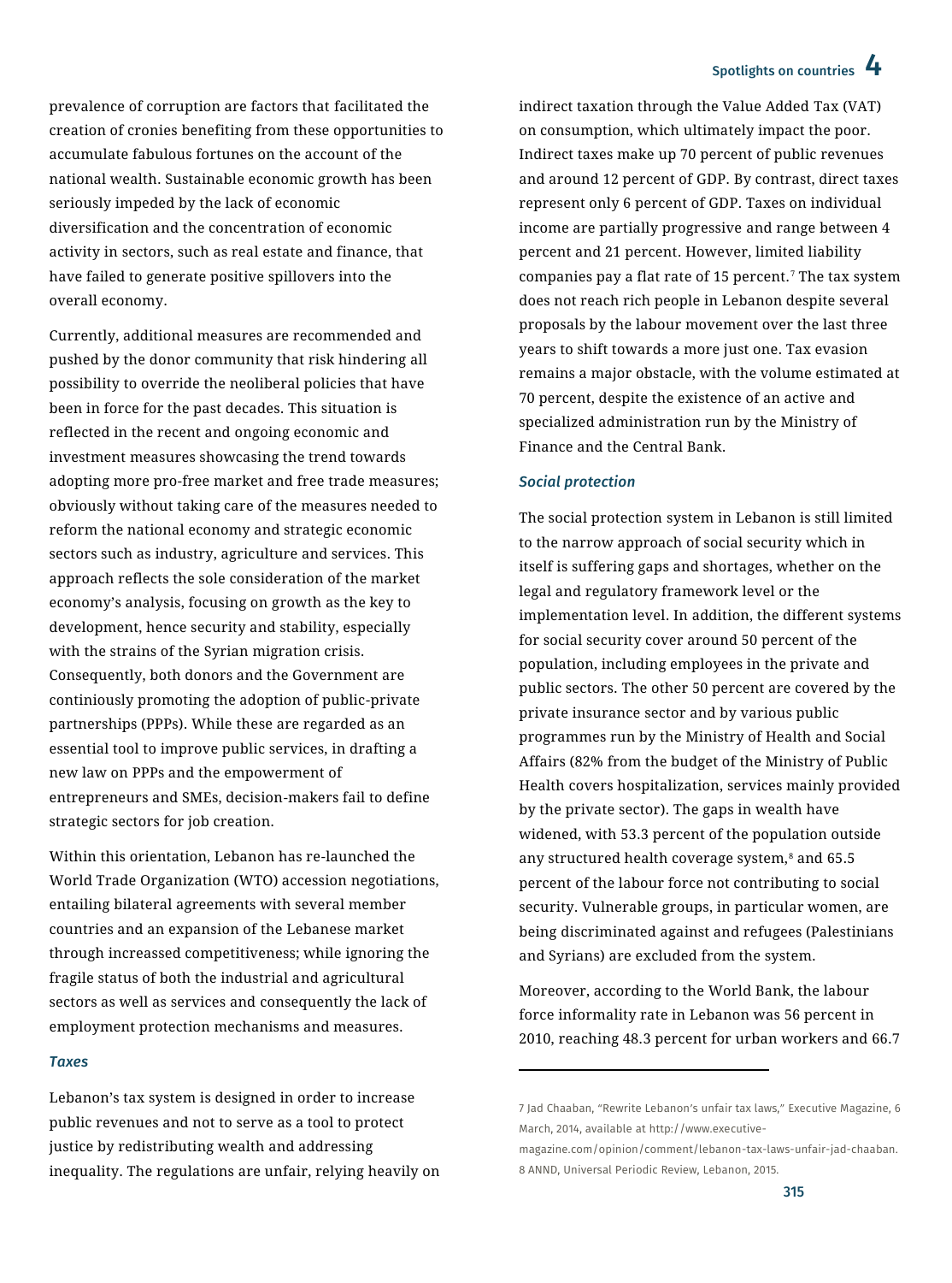prevalence of corruption are factors that facilitated the creation of cronies benefiting from these opportunities to accumulate fabulous fortunes on the account of the national wealth. Sustainable economic growth has been seriously impeded by the lack of economic diversification and the concentration of economic activity in sectors, such as real estate and finance, that have failed to generate positive spillovers into the overall economy.

Currently, additional measures are recommended and pushed by the donor community that risk hindering all possibility to override the neoliberal policies that have been in force for the past decades. This situation is reflected in the recent and ongoing economic and investment measures showcasing the trend towards adopting more pro-free market and free trade measures; obviously without taking care of the measures needed to reform the national economy and strategic economic sectors such as industry, agriculture and services. This approach reflects the sole consideration of the market economy's analysis, focusing on growth as the key to development, hence security and stability, especially with the strains of the Syrian migration crisis. Consequently, both donors and the Government are continiously promoting the adoption of public-private partnerships (PPPs). While these are regarded as an essential tool to improve public services, in drafting a new law on PPPs and the empowerment of entrepreneurs and SMEs, decision-makers fail to define strategic sectors for job creation.

Within this orientation, Lebanon has re-launched the World Trade Organization (WTO) accession negotiations, entailing bilateral agreements with several member countries and an expansion of the Lebanese market through increassed competitiveness; while ignoring the fragile status of both the industrial and agricultural sectors as well as services and consequently the lack of employment protection mechanisms and measures.

### *Taxes*

Lebanon's tax system is designed in order to increase public revenues and not to serve as a tool to protect justice by redistributing wealth and addressing inequality. The regulations are unfair, relying heavily on indirect taxation through the Value Added Tax (VAT) on consumption, which ultimately impact the poor. Indirect taxes make up 70 percent of public revenues and around 12 percent of GDP. By contrast, direct taxes represent only 6 percent of GDP. Taxes on individual income are partially progressive and range between 4 percent and 21 percent. However, limited liability companies pay a flat rate of 15 percent.[7] The tax system does not reach rich people in Lebanon despite several proposals by the labour movement over the last three years to shift towards a more just one. Tax evasion remains a major obstacle, with the volume estimated at 70 percent, despite the existence of an active and specialized administration run by the Ministry of Finance and the Central Bank.

### *Social protection*

The social protection system in Lebanon is still limited to the narrow approach of social security which in itself is suffering gaps and shortages, whether on the legal and regulatory framework level or the implementation level. In addition, the different systems for social security cover around 50 percent of the population, including employees in the private and public sectors. The other 50 percent are covered by the private insurance sector and by various public programmes run by the Ministry of Health and Social Affairs (82% from the budget of the Ministry of Public Health covers hospitalization, services mainly provided by the private sector). The gaps in wealth have widened, with 53.3 percent of the population outside any structured health coverage system,[8] and 65.5 percent of the labour force not contributing to social security. Vulnerable groups, in particular women, are being discriminated against and refugees (Palestinians and Syrians) are excluded from the system.

Moreover, according to the World Bank, the labour force informality rate in Lebanon was 56 percent in 2010, reaching 48.3 percent for urban workers and 66.7

---

7 Jad Chaaban, "Rewrite Lebanon's unfair tax laws," Executive Magazine, 6 March, 2014, available at http://www.executive-magazine.com/opinion/comment/lebanon-tax-laws-unfair-jad-chaaban.

8 ANND, Universal Periodic Review, Lebanon, 2015.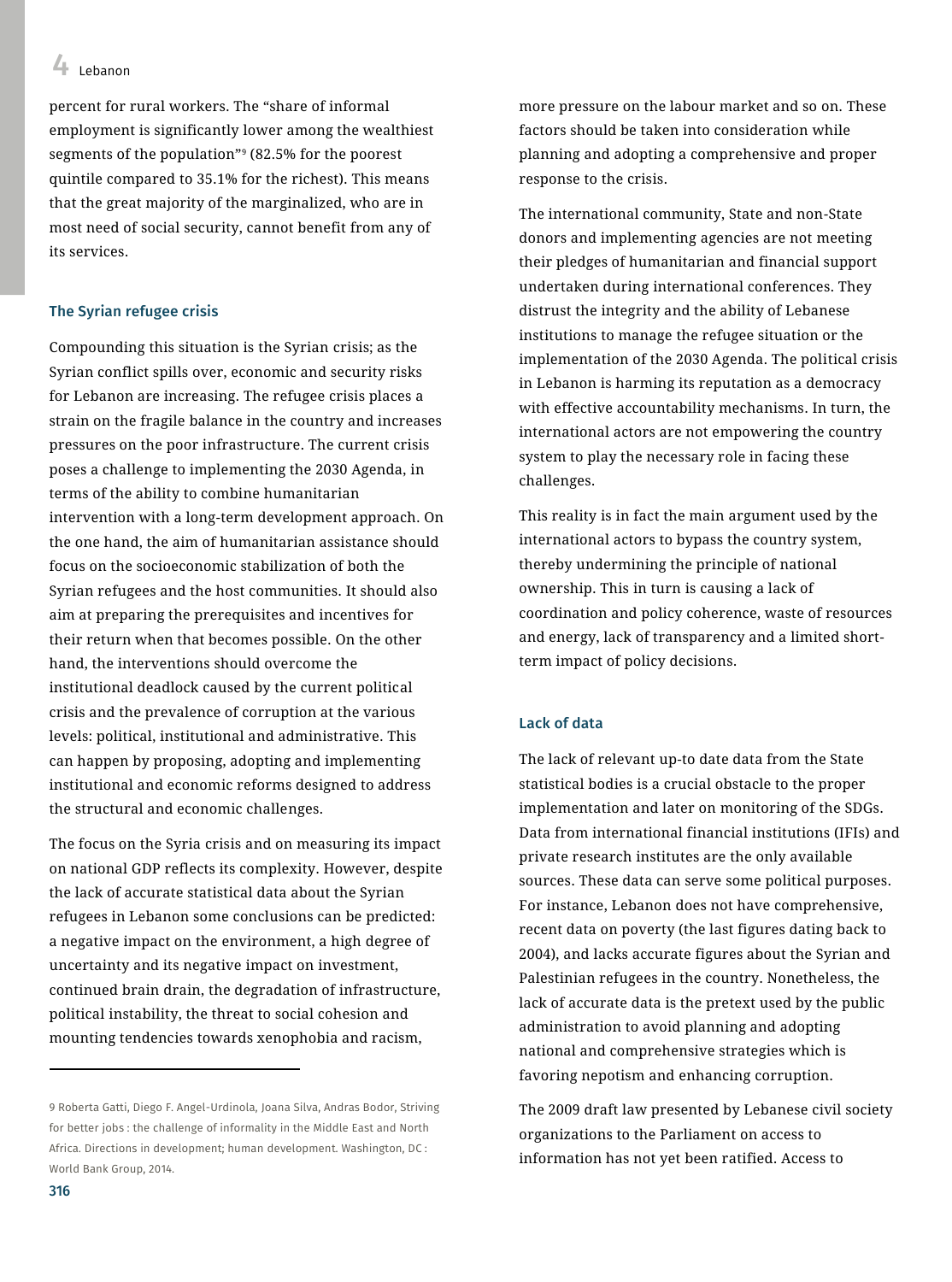percent for rural workers. The "share of informal employment is significantly lower among the wealthiest segments of the population"[9] (82.5% for the poorest quintile compared to 35.1% for the richest). This means that the great majority of the marginalized, who are in most need of social security, cannot benefit from any of its services.

### The Syrian refugee crisis

Compounding this situation is the Syrian crisis; as the Syrian conflict spills over, economic and security risks for Lebanon are increasing. The refugee crisis places a strain on the fragile balance in the country and increases pressures on the poor infrastructure. The current crisis poses a challenge to implementing the 2030 Agenda, in terms of the ability to combine humanitarian intervention with a long-term development approach. On the one hand, the aim of humanitarian assistance should focus on the socioeconomic stabilization of both the Syrian refugees and the host communities. It should also aim at preparing the prerequisites and incentives for their return when that becomes possible. On the other hand, the interventions should overcome the institutional deadlock caused by the current political crisis and the prevalence of corruption at the various levels: political, institutional and administrative. This can happen by proposing, adopting and implementing institutional and economic reforms designed to address the structural and economic challenges.

The focus on the Syria crisis and on measuring its impact on national GDP reflects its complexity. However, despite the lack of accurate statistical data about the Syrian refugees in Lebanon some conclusions can be predicted: a negative impact on the environment, a high degree of uncertainty and its negative impact on investment, continued brain drain, the degradation of infrastructure, political instability, the threat to social cohesion and mounting tendencies towards xenophobia and racism, more pressure on the labour market and so on. These factors should be taken into consideration while planning and adopting a comprehensive and proper response to the crisis.

The international community, State and non-State donors and implementing agencies are not meeting their pledges of humanitarian and financial support undertaken during international conferences. They distrust the integrity and the ability of Lebanese institutions to manage the refugee situation or the implementation of the 2030 Agenda. The political crisis in Lebanon is harming its reputation as a democracy with effective accountability mechanisms. In turn, the international actors are not empowering the country system to play the necessary role in facing these challenges.

This reality is in fact the main argument used by the international actors to bypass the country system, thereby undermining the principle of national ownership. This in turn is causing a lack of coordination and policy coherence, waste of resources and energy, lack of transparency and a limited short-term impact of policy decisions.

### Lack of data

The lack of relevant up-to date data from the State statistical bodies is a crucial obstacle to the proper implementation and later on monitoring of the SDGs. Data from international financial institutions (IFIs) and private research institutes are the only available sources. These data can serve some political purposes. For instance, Lebanon does not have comprehensive, recent data on poverty (the last figures dating back to 2004), and lacks accurate figures about the Syrian and Palestinian refugees in the country. Nonetheless, the lack of accurate data is the pretext used by the public administration to avoid planning and adopting national and comprehensive strategies which is favoring nepotism and enhancing corruption.

The 2009 draft law presented by Lebanese civil society organizations to the Parliament on access to information has not yet been ratified. Access to

---

9 Roberta Gatti, Diego F. Angel-Urdinola, Joana Silva, Andras Bodor, Striving for better jobs : the challenge of informality in the Middle East and North Africa. Directions in development; human development. Washington, DC : World Bank Group, 2014.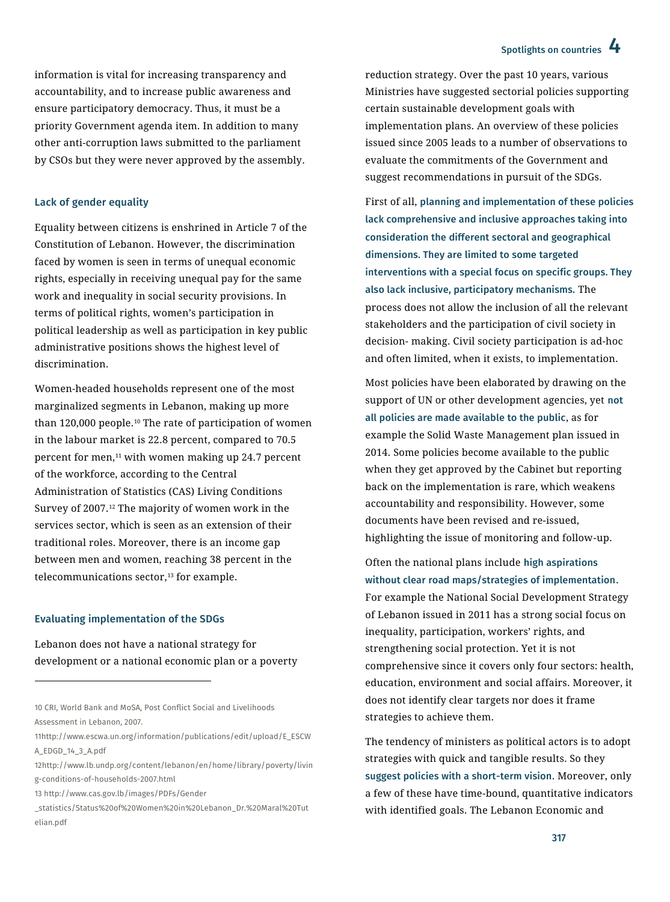information is vital for increasing transparency and accountability, and to increase public awareness and ensure participatory democracy. Thus, it must be a priority Government agenda item. In addition to many other anti-corruption laws submitted to the parliament by CSOs but they were never approved by the assembly.

### Lack of gender equality

Equality between citizens is enshrined in Article 7 of the Constitution of Lebanon. However, the discrimination faced by women is seen in terms of unequal economic rights, especially in receiving unequal pay for the same work and inequality in social security provisions. In terms of political rights, women's participation in political leadership as well as participation in key public administrative positions shows the highest level of discrimination.

Women-headed households represent one of the most marginalized segments in Lebanon, making up more than 120,000 people.[10] The rate of participation of women in the labour market is 22.8 percent, compared to 70.5 percent for men,[11] with women making up 24.7 percent of the workforce, according to the Central Administration of Statistics (CAS) Living Conditions Survey of 2007.[12] The majority of women work in the services sector, which is seen as an extension of their traditional roles. Moreover, there is an income gap between men and women, reaching 38 percent in the telecommunications sector,[13] for example.

### Evaluating implementation of the SDGs

Lebanon does not have a national strategy for development or a national economic plan or a poverty reduction strategy. Over the past 10 years, various Ministries have suggested sectorial policies supporting certain sustainable development goals with implementation plans. An overview of these policies issued since 2005 leads to a number of observations to evaluate the commitments of the Government and suggest recommendations in pursuit of the SDGs.

First of all, **planning and implementation of these policies lack comprehensive and inclusive approaches taking into consideration the different sectoral and geographical dimensions. They are limited to some targeted interventions with a special focus on specific groups. They also lack inclusive, participatory mechanisms.** The process does not allow the inclusion of all the relevant stakeholders and the participation of civil society in decision- making. Civil society participation is ad-hoc and often limited, when it exists, to implementation.

Most policies have been elaborated by drawing on the support of UN or other development agencies, yet **not all policies are made available to the public**, as for example the Solid Waste Management plan issued in 2014. Some policies become available to the public when they get approved by the Cabinet but reporting back on the implementation is rare, which weakens accountability and responsibility. However, some documents have been revised and re-issued, highlighting the issue of monitoring and follow-up.

Often the national plans include **high aspirations without clear road maps/strategies of implementation**. For example the National Social Development Strategy of Lebanon issued in 2011 has a strong social focus on inequality, participation, workers' rights, and strengthening social protection. Yet it is not comprehensive since it covers only four sectors: health, education, environment and social affairs. Moreover, it does not identify clear targets nor does it frame strategies to achieve them.

The tendency of ministers as political actors is to adopt strategies with quick and tangible results. So they **suggest policies with a short-term vision**. Moreover, only a few of these have time-bound, quantitative indicators with identified goals. The Lebanon Economic and

---

10 CRI, World Bank and MoSA, Post Conflict Social and Livelihoods Assessment in Lebanon, 2007.

11 http://www.escwa.un.org/information/publications/edit/upload/E_ESCWA_EDGD_14_3_A.pdf

12 http://www.lb.undp.org/content/lebanon/en/home/library/poverty/living-conditions-of-households-2007.html

13 http://www.cas.gov.lb/images/PDFs/Gender_statistics/Status%20of%20Women%20in%20Lebanon_Dr.%20Maral%20Tutelian.pdf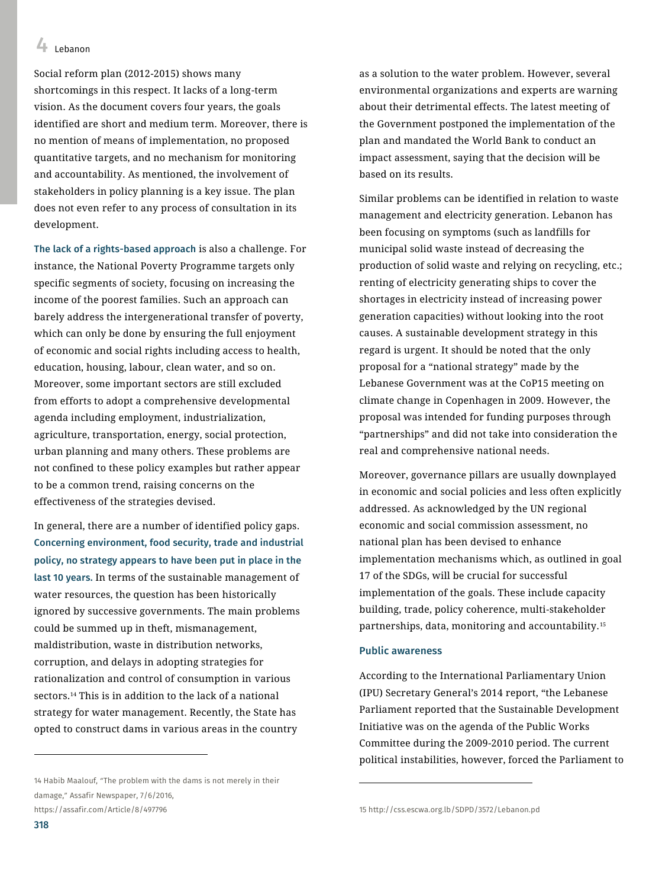Social reform plan (2012-2015) shows many shortcomings in this respect. It lacks of a long-term vision. As the document covers four years, the goals identified are short and medium term. Moreover, there is no mention of means of implementation, no proposed quantitative targets, and no mechanism for monitoring and accountability. As mentioned, the involvement of stakeholders in policy planning is a key issue. The plan does not even refer to any process of consultation in its development.

**The lack of a rights-based approach** is also a challenge. For instance, the National Poverty Programme targets only specific segments of society, focusing on increasing the income of the poorest families. Such an approach can barely address the intergenerational transfer of poverty, which can only be done by ensuring the full enjoyment of economic and social rights including access to health, education, housing, labour, clean water, and so on. Moreover, some important sectors are still excluded from efforts to adopt a comprehensive developmental agenda including employment, industrialization, agriculture, transportation, energy, social protection, urban planning and many others. These problems are not confined to these policy examples but rather appear to be a common trend, raising concerns on the effectiveness of the strategies devised.

In general, there are a number of identified policy gaps. **Concerning environment, food security, trade and industrial policy, no strategy appears to have been put in place in the last 10 years.** In terms of the sustainable management of water resources, the question has been historically ignored by successive governments. The main problems could be summed up in theft, mismanagement, maldistribution, waste in distribution networks, corruption, and delays in adopting strategies for rationalization and control of consumption in various sectors.[14] This is in addition to the lack of a national strategy for water management. Recently, the State has opted to construct dams in various areas in the country as a solution to the water problem. However, several environmental organizations and experts are warning about their detrimental effects. The latest meeting of the Government postponed the implementation of the plan and mandated the World Bank to conduct an impact assessment, saying that the decision will be based on its results.

Similar problems can be identified in relation to waste management and electricity generation. Lebanon has been focusing on symptoms (such as landfills for municipal solid waste instead of decreasing the production of solid waste and relying on recycling, etc.; renting of electricity generating ships to cover the shortages in electricity instead of increasing power generation capacities) without looking into the root causes. A sustainable development strategy in this regard is urgent. It should be noted that the only proposal for a "national strategy" made by the Lebanese Government was at the CoP15 meeting on climate change in Copenhagen in 2009. However, the proposal was intended for funding purposes through "partnerships" and did not take into consideration the real and comprehensive national needs.

Moreover, governance pillars are usually downplayed in economic and social policies and less often explicitly addressed. As acknowledged by the UN regional economic and social commission assessment, no national plan has been devised to enhance implementation mechanisms which, as outlined in goal 17 of the SDGs, will be crucial for successful implementation of the goals. These include capacity building, trade, policy coherence, multi-stakeholder partnerships, data, monitoring and accountability.[15]

### Public awareness

According to the International Parliamentary Union (IPU) Secretary General's 2014 report, "the Lebanese Parliament reported that the Sustainable Development Initiative was on the agenda of the Public Works Committee during the 2009-2010 period. The current political instabilities, however, forced the Parliament to

---

14 Habib Maalouf, "The problem with the dams is not merely in their damage," Assafir Newspaper, 7/6/2016, https://assafir.com/Article/8/497796

15 http://css.escwa.org.lb/SDPD/3572/Lebanon.pd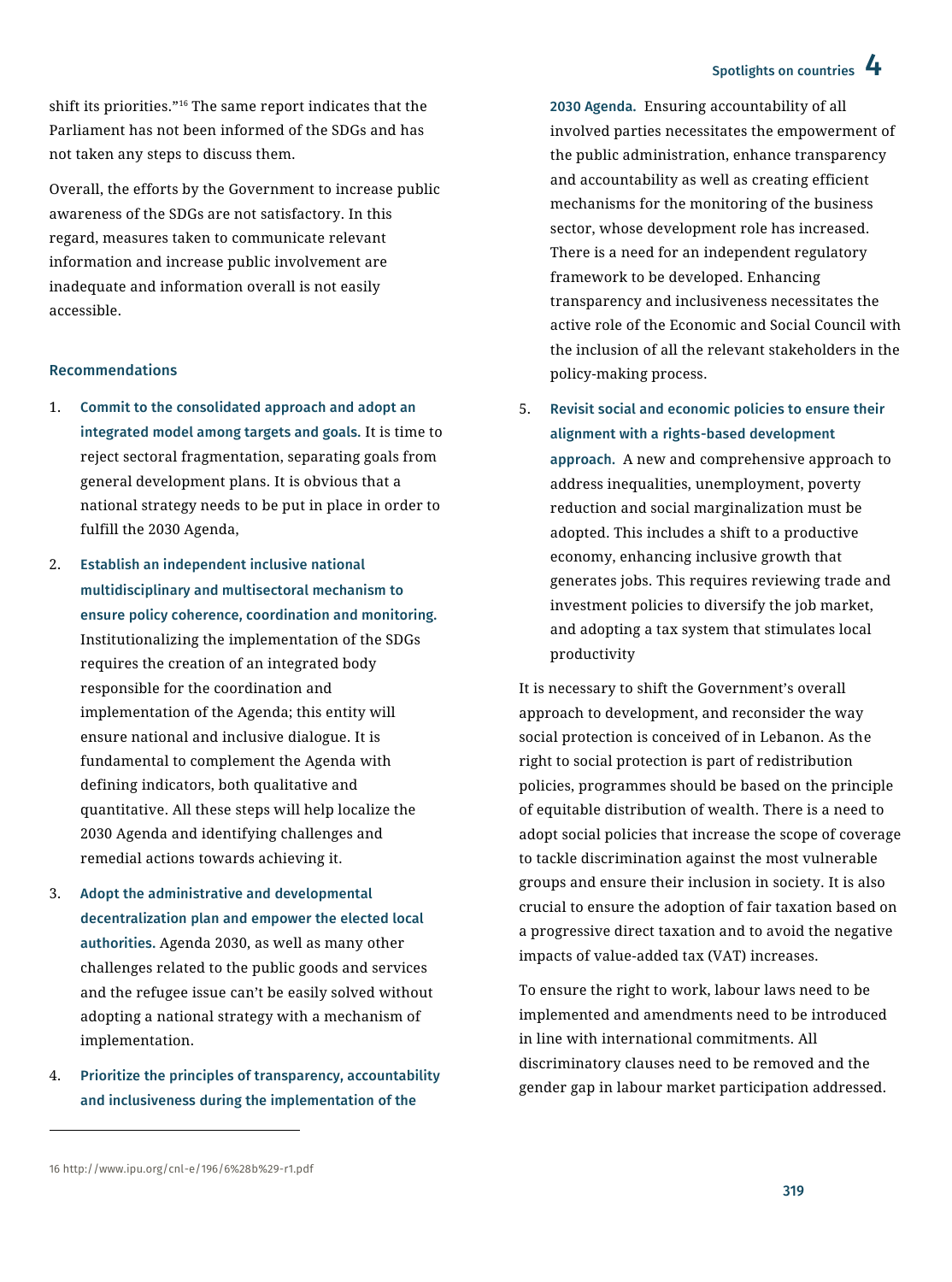shift its priorities."[16] The same report indicates that the Parliament has not been informed of the SDGs and has not taken any steps to discuss them.

Overall, the efforts by the Government to increase public awareness of the SDGs are not satisfactory. In this regard, measures taken to communicate relevant information and increase public involvement are inadequate and information overall is not easily accessible.

### Recommendations

1. **Commit to the consolidated approach and adopt an integrated model among targets and goals.** It is time to reject sectoral fragmentation, separating goals from general development plans. It is obvious that a national strategy needs to be put in place in order to fulfill the 2030 Agenda,

2. **Establish an independent inclusive national multidisciplinary and multisectoral mechanism to ensure policy coherence, coordination and monitoring.** Institutionalizing the implementation of the SDGs requires the creation of an integrated body responsible for the coordination and implementation of the Agenda; this entity will ensure national and inclusive dialogue. It is fundamental to complement the Agenda with defining indicators, both qualitative and quantitative. All these steps will help localize the 2030 Agenda and identifying challenges and remedial actions towards achieving it.

3. **Adopt the administrative and developmental decentralization plan and empower the elected local authorities.** Agenda 2030, as well as many other challenges related to the public goods and services and the refugee issue can't be easily solved without adopting a national strategy with a mechanism of implementation.

4. **Prioritize the principles of transparency, accountability and inclusiveness during the implementation of the 2030 Agenda.** Ensuring accountability of all involved parties necessitates the empowerment of the public administration, enhance transparency and accountability as well as creating efficient mechanisms for the monitoring of the business sector, whose development role has increased. There is a need for an independent regulatory framework to be developed. Enhancing transparency and inclusiveness necessitates the active role of the Economic and Social Council with the inclusion of all the relevant stakeholders in the policy-making process.

5. **Revisit social and economic policies to ensure their alignment with a rights-based development approach.** A new and comprehensive approach to address inequalities, unemployment, poverty reduction and social marginalization must be adopted. This includes a shift to a productive economy, enhancing inclusive growth that generates jobs. This requires reviewing trade and investment policies to diversify the job market, and adopting a tax system that stimulates local productivity

It is necessary to shift the Government's overall approach to development, and reconsider the way social protection is conceived of in Lebanon. As the right to social protection is part of redistribution policies, programmes should be based on the principle of equitable distribution of wealth. There is a need to adopt social policies that increase the scope of coverage to tackle discrimination against the most vulnerable groups and ensure their inclusion in society. It is also crucial to ensure the adoption of fair taxation based on a progressive direct taxation and to avoid the negative impacts of value-added tax (VAT) increases.

To ensure the right to work, labour laws need to be implemented and amendments need to be introduced in line with international commitments. All discriminatory clauses need to be removed and the gender gap in labour market participation addressed.

16 http://www.ipu.org/cnl-e/196/6%28b%29-r1.pdf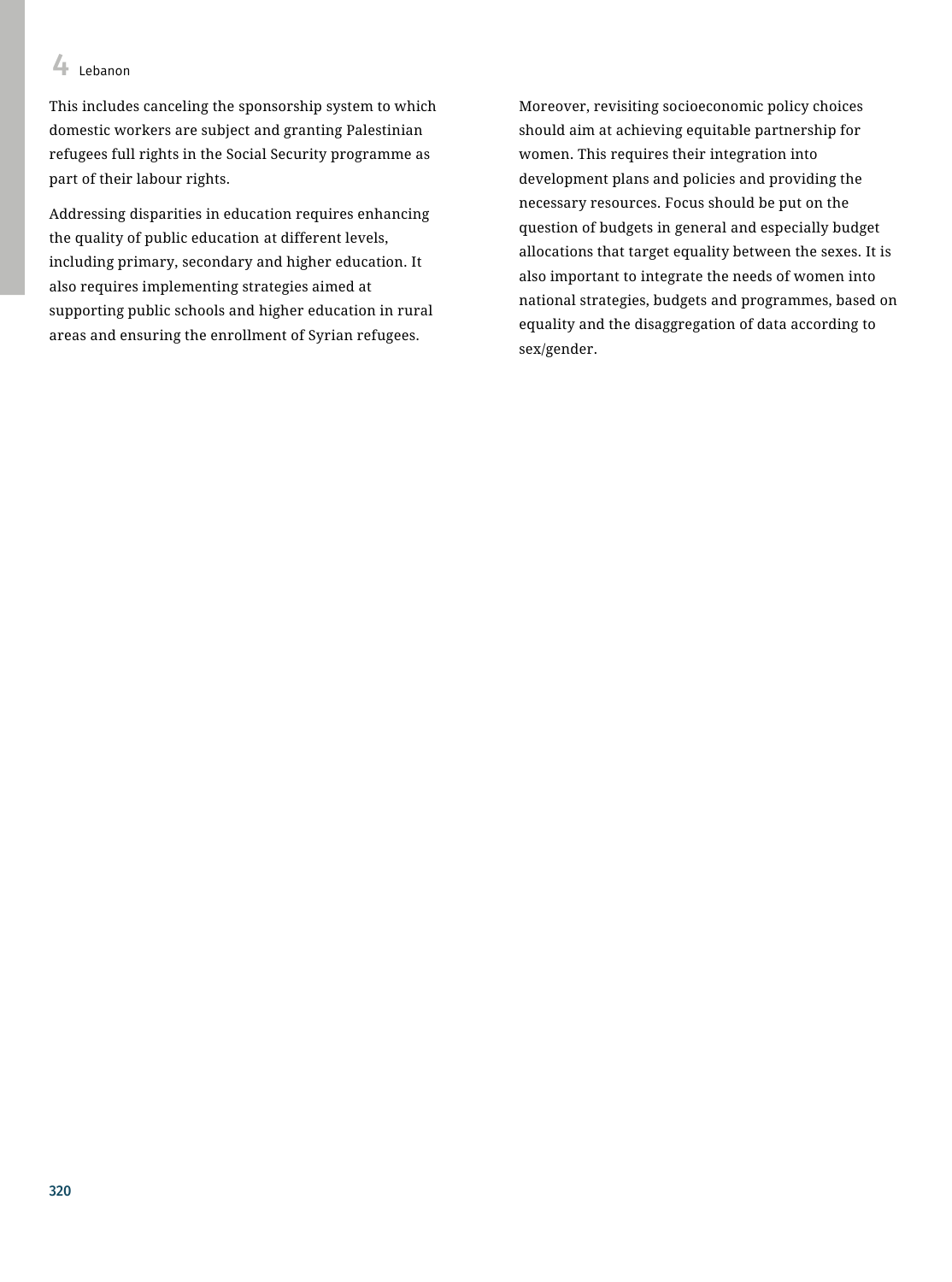This includes canceling the sponsorship system to which domestic workers are subject and granting Palestinian refugees full rights in the Social Security programme as part of their labour rights.

Addressing disparities in education requires enhancing the quality of public education at different levels, including primary, secondary and higher education. It also requires implementing strategies aimed at supporting public schools and higher education in rural areas and ensuring the enrollment of Syrian refugees.

Moreover, revisiting socioeconomic policy choices should aim at achieving equitable partnership for women. This requires their integration into development plans and policies and providing the necessary resources. Focus should be put on the question of budgets in general and especially budget allocations that target equality between the sexes. It is also important to integrate the needs of women into national strategies, budgets and programmes, based on equality and the disaggregation of data according to sex/gender.